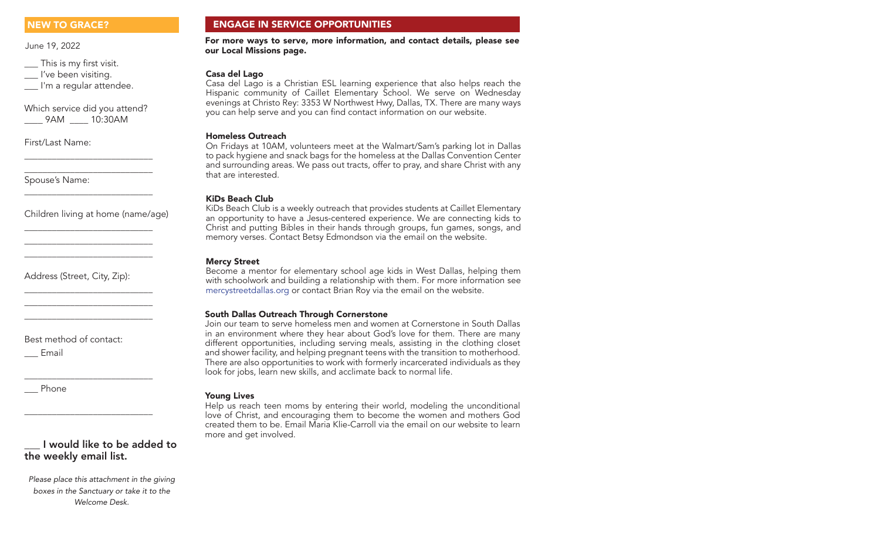## NEW TO GRACE?

June 19, 2022

___ This is my first visit.
___ I've been visiting.
___ I'm a regular attendee.

Which service did you attend?
____ 9AM ____ 10:30AM

First/Last Name:

___________________________

___________________________

Spouse's Name:

___________________________

Children living at home (name/age)

___________________________

___________________________

___________________________

Address (Street, City, Zip):

___________________________

___________________________

___________________________

Best method of contact:

___ Email

___________________________

___ Phone

___________________________

**___ I would like to be added to the weekly email list.**

*Please place this attachment in the giving boxes in the Sanctuary or take it to the Welcome Desk.*

## ENGAGE IN SERVICE OPPORTUNITIES

**For more ways to serve, more information, and contact details, please see our Local Missions page.**

### Casa del Lago

Casa del Lago is a Christian ESL learning experience that also helps reach the Hispanic community of Caillet Elementary School. We serve on Wednesday evenings at Christo Rey: 3353 W Northwest Hwy, Dallas, TX. There are many ways you can help serve and you can find contact information on our website.

### Homeless Outreach

On Fridays at 10AM, volunteers meet at the Walmart/Sam's parking lot in Dallas to pack hygiene and snack bags for the homeless at the Dallas Convention Center and surrounding areas. We pass out tracts, offer to pray, and share Christ with any that are interested.

### KiDs Beach Club

KiDs Beach Club is a weekly outreach that provides students at Caillet Elementary an opportunity to have a Jesus-centered experience. We are connecting kids to Christ and putting Bibles in their hands through groups, fun games, songs, and memory verses. Contact Betsy Edmondson via the email on the website.

### Mercy Street

Become a mentor for elementary school age kids in West Dallas, helping them with schoolwork and building a relationship with them. For more information see mercystreetdallas.org or contact Brian Roy via the email on the website.

### South Dallas Outreach Through Cornerstone

Join our team to serve homeless men and women at Cornerstone in South Dallas in an environment where they hear about God's love for them. There are many different opportunities, including serving meals, assisting in the clothing closet and shower facility, and helping pregnant teens with the transition to motherhood. There are also opportunities to work with formerly incarcerated individuals as they look for jobs, learn new skills, and acclimate back to normal life.

### Young Lives

Help us reach teen moms by entering their world, modeling the unconditional love of Christ, and encouraging them to become the women and mothers God created them to be. Email Maria Klie-Carroll via the email on our website to learn more and get involved.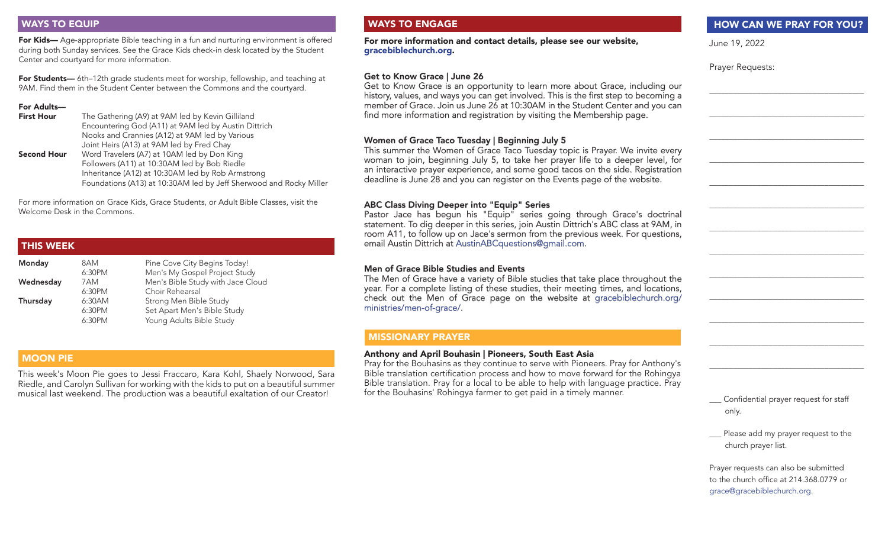## WAYS TO EQUIP

**For Kids—** Age-appropriate Bible teaching in a fun and nurturing environment is offered during both Sunday services. See the Grace Kids check-in desk located by the Student Center and courtyard for more information.

**For Students—** 6th–12th grade students meet for worship, fellowship, and teaching at 9AM. Find them in the Student Center between the Commons and the courtyard.

**For Adults—**

| | |
|---|---|
| **First Hour** | The Gathering (A9) at 9AM led by Kevin Gilliland |
| | Encountering God (A11) at 9AM led by Austin Dittrich |
| | Nooks and Crannies (A12) at 9AM led by Various |
| | Joint Heirs (A13) at 9AM led by Fred Chay |
| **Second Hour** | Word Travelers (A7) at 10AM led by Don King |
| | Followers (A11) at 10:30AM led by Bob Riedle |
| | Inheritance (A12) at 10:30AM led by Rob Armstrong |
| | Foundations (A13) at 10:30AM led by Jeff Sherwood and Rocky Miller |

For more information on Grace Kids, Grace Students, or Adult Bible Classes, visit the Welcome Desk in the Commons.

## THIS WEEK

| | | |
|---|---|---|
| **Monday** | 8AM | Pine Cove City Begins Today! |
| | 6:30PM | Men's My Gospel Project Study |
| **Wednesday** | 7AM | Men's Bible Study with Jace Cloud |
| | 6:30PM | Choir Rehearsal |
| **Thursday** | 6:30AM | Strong Men Bible Study |
| | 6:30PM | Set Apart Men's Bible Study |
| | 6:30PM | Young Adults Bible Study |

## MOON PIE

This week's Moon Pie goes to Jessi Fraccaro, Kara Kohl, Shaely Norwood, Sara Riedle, and Carolyn Sullivan for working with the kids to put on a beautiful summer musical last weekend. The production was a beautiful exaltation of our Creator!

## WAYS TO ENGAGE

**For more information and contact details, please see our website, gracebiblechurch.org.**

### Get to Know Grace | June 26

Get to Know Grace is an opportunity to learn more about Grace, including our history, values, and ways you can get involved. This is the first step to becoming a member of Grace. Join us June 26 at 10:30AM in the Student Center and you can find more information and registration by visiting the Membership page.

### Women of Grace Taco Tuesday | Beginning July 5

This summer the Women of Grace Taco Tuesday topic is Prayer. We invite every woman to join, beginning July 5, to take her prayer life to a deeper level, for an interactive prayer experience, and some good tacos on the side. Registration deadline is June 28 and you can register on the Events page of the website.

### ABC Class Diving Deeper into "Equip" Series

Pastor Jace has begun his "Equip" series going through Grace's doctrinal statement. To dig deeper in this series, join Austin Dittrich's ABC class at 9AM, in room A11, to follow up on Jace's sermon from the previous week. For questions, email Austin Dittrich at AustinABCquestions@gmail.com.

### Men of Grace Bible Studies and Events

The Men of Grace have a variety of Bible studies that take place throughout the year. For a complete listing of these studies, their meeting times, and locations, check out the Men of Grace page on the website at gracebiblechurch.org/ministries/men-of-grace/.

## MISSIONARY PRAYER

### Anthony and April Bouhasin | Pioneers, South East Asia

Pray for the Bouhasins as they continue to serve with Pioneers. Pray for Anthony's Bible translation certification process and how to move forward for the Rohingya Bible translation. Pray for a local to be able to help with language practice. Pray for the Bouhasins' Rohingya farmer to get paid in a timely manner.

## HOW CAN WE PRAY FOR YOU?

June 19, 2022

Prayer Requests:

___________________________________

___________________________________

___________________________________

___________________________________

___________________________________

___________________________________

___________________________________

___________________________________

___________________________________

___________________________________

___________________________________

___________________________________

___________________________________

___ Confidential prayer request for staff only.

___ Please add my prayer request to the church prayer list.

Prayer requests can also be submitted to the church office at 214.368.0779 or grace@gracebiblechurch.org.